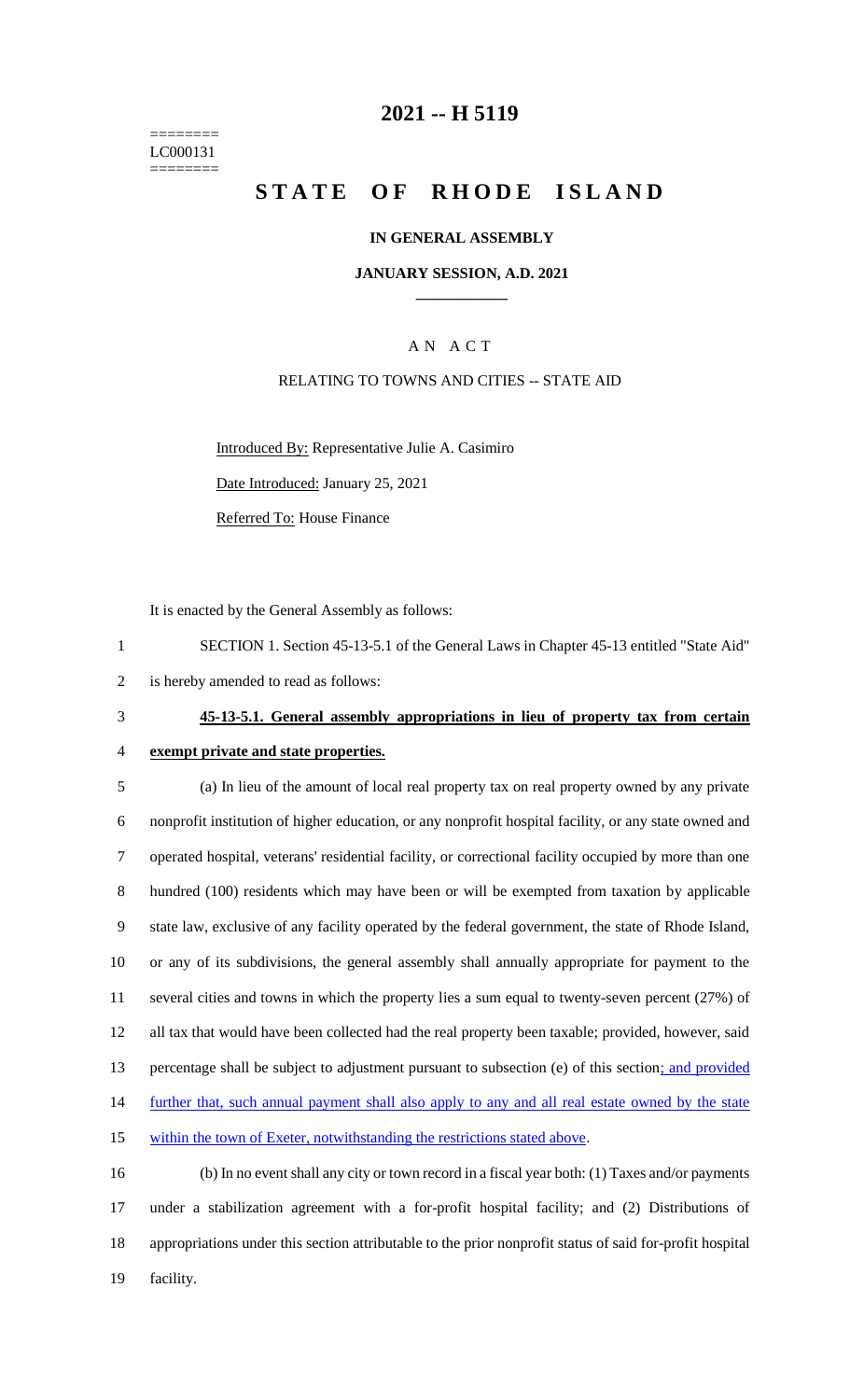========
LC000131
========

# 2021 -- H 5119

# STATE OF RHODE ISLAND

## IN GENERAL ASSEMBLY

### JANUARY SESSION, A.D. 2021

### A N A C T

RELATING TO TOWNS AND CITIES -- STATE AID

Introduced By: Representative Julie A. Casimiro

Date Introduced: January 25, 2021

Referred To: House Finance

It is enacted by the General Assembly as follows:

1 SECTION 1. Section 45-13-5.1 of the General Laws in Chapter 45-13 entitled "State Aid"
2 is hereby amended to read as follows:

3 **45-13-5.1. General assembly appropriations in lieu of property tax from certain**
4 **exempt private and state properties.**

5 (a) In lieu of the amount of local real property tax on real property owned by any private
6 nonprofit institution of higher education, or any nonprofit hospital facility, or any state owned and
7 operated hospital, veterans' residential facility, or correctional facility occupied by more than one
8 hundred (100) residents which may have been or will be exempted from taxation by applicable
9 state law, exclusive of any facility operated by the federal government, the state of Rhode Island,
10 or any of its subdivisions, the general assembly shall annually appropriate for payment to the
11 several cities and towns in which the property lies a sum equal to twenty-seven percent (27%) of
12 all tax that would have been collected had the real property been taxable; provided, however, said
13 percentage shall be subject to adjustment pursuant to subsection (e) of this section; and provided
14 further that, such annual payment shall also apply to any and all real estate owned by the state
15 within the town of Exeter, notwithstanding the restrictions stated above.

16 (b) In no event shall any city or town record in a fiscal year both: (1) Taxes and/or payments
17 under a stabilization agreement with a for-profit hospital facility; and (2) Distributions of
18 appropriations under this section attributable to the prior nonprofit status of said for-profit hospital
19 facility.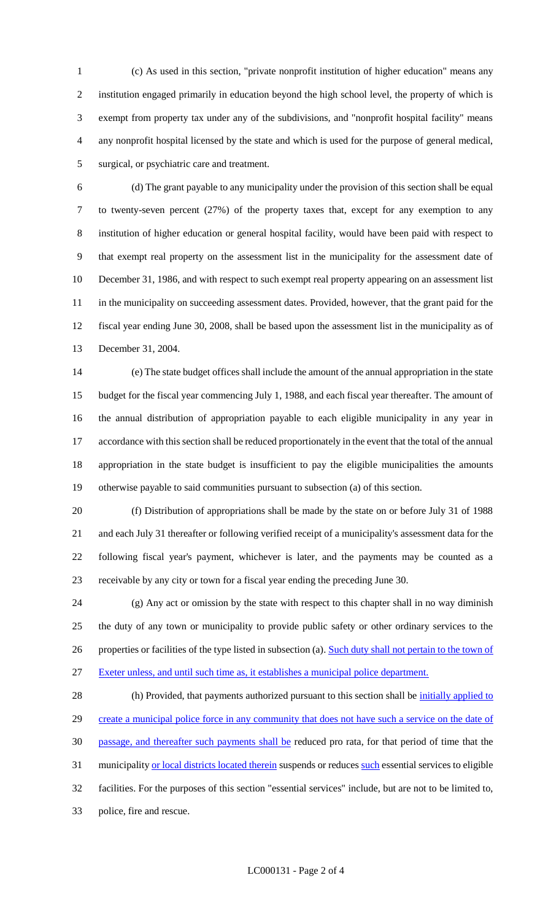(c) As used in this section, "private nonprofit institution of higher education" means any institution engaged primarily in education beyond the high school level, the property of which is exempt from property tax under any of the subdivisions, and "nonprofit hospital facility" means any nonprofit hospital licensed by the state and which is used for the purpose of general medical, surgical, or psychiatric care and treatment.

(d) The grant payable to any municipality under the provision of this section shall be equal to twenty-seven percent (27%) of the property taxes that, except for any exemption to any institution of higher education or general hospital facility, would have been paid with respect to that exempt real property on the assessment list in the municipality for the assessment date of December 31, 1986, and with respect to such exempt real property appearing on an assessment list in the municipality on succeeding assessment dates. Provided, however, that the grant paid for the fiscal year ending June 30, 2008, shall be based upon the assessment list in the municipality as of December 31, 2004.

(e) The state budget offices shall include the amount of the annual appropriation in the state budget for the fiscal year commencing July 1, 1988, and each fiscal year thereafter. The amount of the annual distribution of appropriation payable to each eligible municipality in any year in accordance with this section shall be reduced proportionately in the event that the total of the annual appropriation in the state budget is insufficient to pay the eligible municipalities the amounts otherwise payable to said communities pursuant to subsection (a) of this section.

(f) Distribution of appropriations shall be made by the state on or before July 31 of 1988 and each July 31 thereafter or following verified receipt of a municipality's assessment data for the following fiscal year's payment, whichever is later, and the payments may be counted as a receivable by any city or town for a fiscal year ending the preceding June 30.

(g) Any act or omission by the state with respect to this chapter shall in no way diminish the duty of any town or municipality to provide public safety or other ordinary services to the properties or facilities of the type listed in subsection (a). <u>Such duty shall not pertain to the town of Exeter unless, and until such time as, it establishes a municipal police department.</u>

(h) Provided, that payments authorized pursuant to this section shall be <u>initially applied to create a municipal police force in any community that does not have such a service on the date of passage, and thereafter such payments shall be</u> reduced pro rata, for that period of time that the municipality <u>or local districts located therein</u> suspends or reduces <u>such</u> essential services to eligible facilities. For the purposes of this section "essential services" include, but are not to be limited to, police, fire and rescue.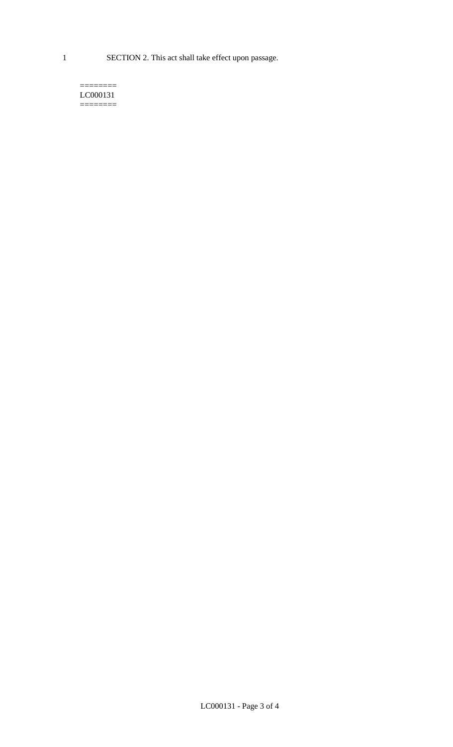1 SECTION 2. This act shall take effect upon passage.

========
LC000131
========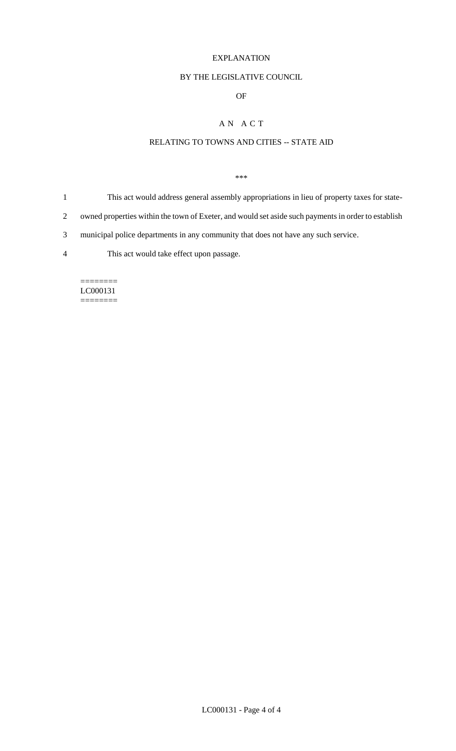EXPLANATION

BY THE LEGISLATIVE COUNCIL

OF

A N A C T

RELATING TO TOWNS AND CITIES -- STATE AID

\*\*\*

1 This act would address general assembly appropriations in lieu of property taxes for state-
2 owned properties within the town of Exeter, and would set aside such payments in order to establish
3 municipal police departments in any community that does not have any such service.
4 This act would take effect upon passage.

========
LC000131
========